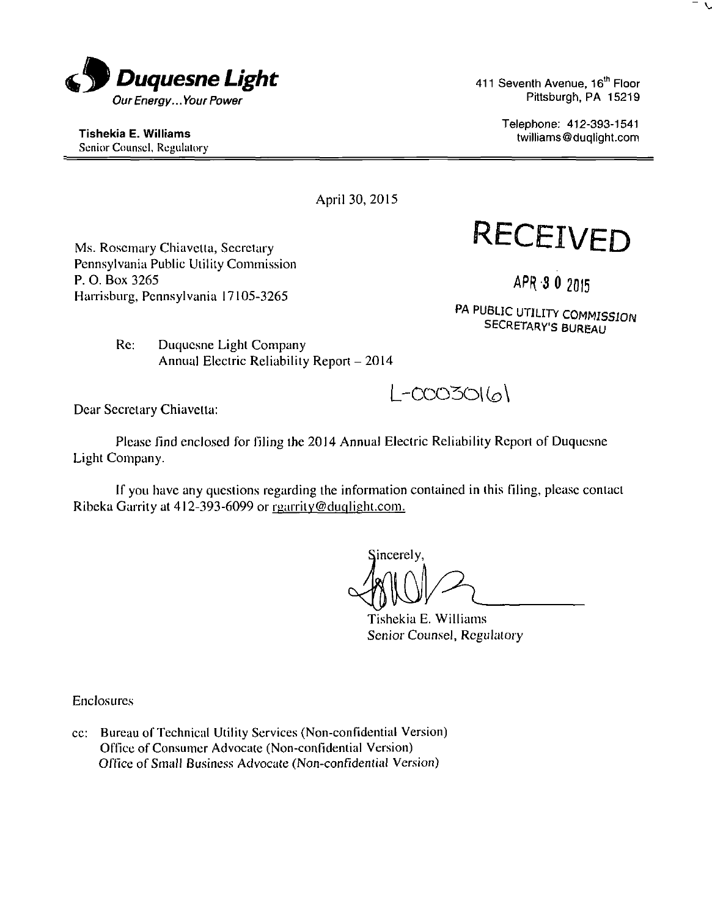**Duquesne Light**
*Our Energy... Your Power*

411 Seventh Avenue, 16th Floor
Pittsburgh, PA 15219

Telephone: 412-393-1541
twilliams@duqlight.com

**Tishekia E. Williams**
Senior Counsel, Regulatory

---

April 30, 2015

RECEIVED

APR 3 0 2015

PA PUBLIC UTILITY COMMISSION
SECRETARY'S BUREAU

Ms. Rosemary Chiavetta, Secretary
Pennsylvania Public Utility Commission
P. O. Box 3265
Harrisburg, Pennsylvania 17105-3265

Re: Duquesne Light Company
Annual Electric Reliability Report – 2014

L-00030161

Dear Secretary Chiavetta:

Please find enclosed for filing the 2014 Annual Electric Reliability Report of Duquesne Light Company.

If you have any questions regarding the information contained in this filing, please contact Ribeka Garrity at 412-393-6099 or rgarrity@duqlight.com.

Sincerely,

Tishekia E. Williams
*Senior Counsel, Regulatory*

Enclosures

cc: Bureau of Technical Utility Services (Non-confidential Version)
Office of Consumer Advocate (Non-confidential Version)
Office of Small Business Advocate (Non-confidential Version)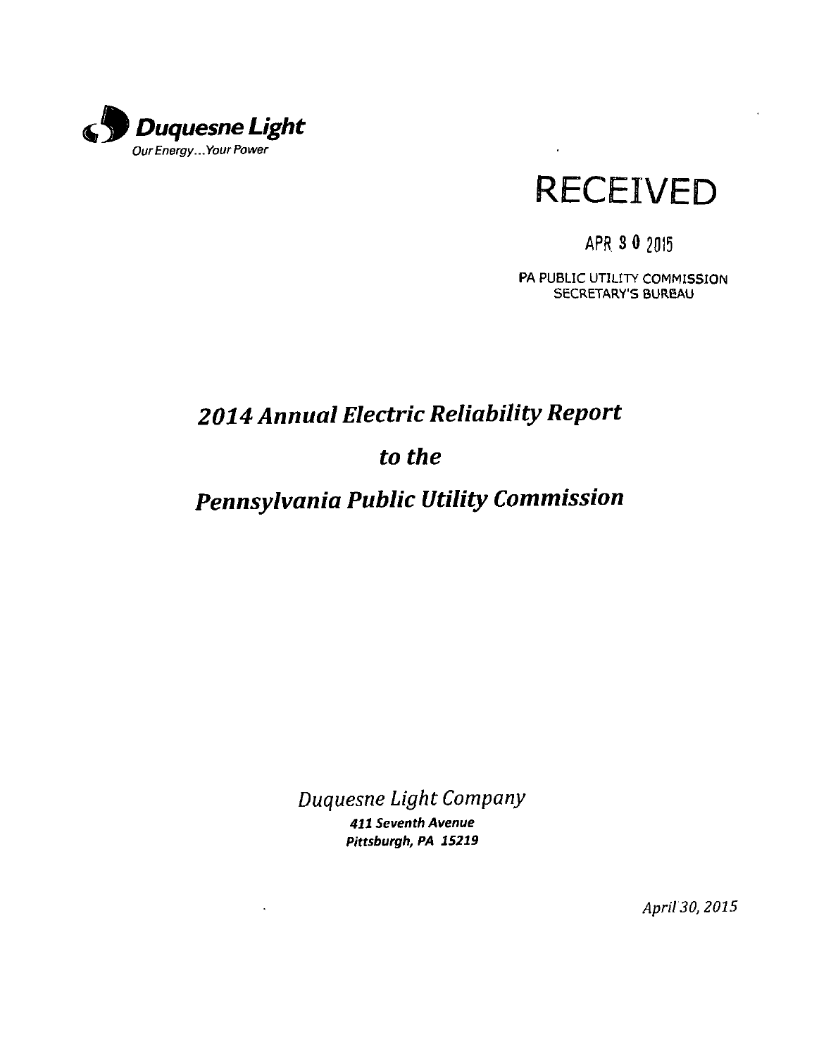**Duquesne Light**
*Our Energy... Your Power*

RECEIVED

APR 30 2015

PA PUBLIC UTILITY COMMISSION
SECRETARY'S BUREAU

# *2014 Annual Electric Reliability Report*

# *to the*

# *Pennsylvania Public Utility Commission*

*Duquesne Light Company*

***411 Seventh Avenue***
***Pittsburgh, PA 15219***

*April 30, 2015*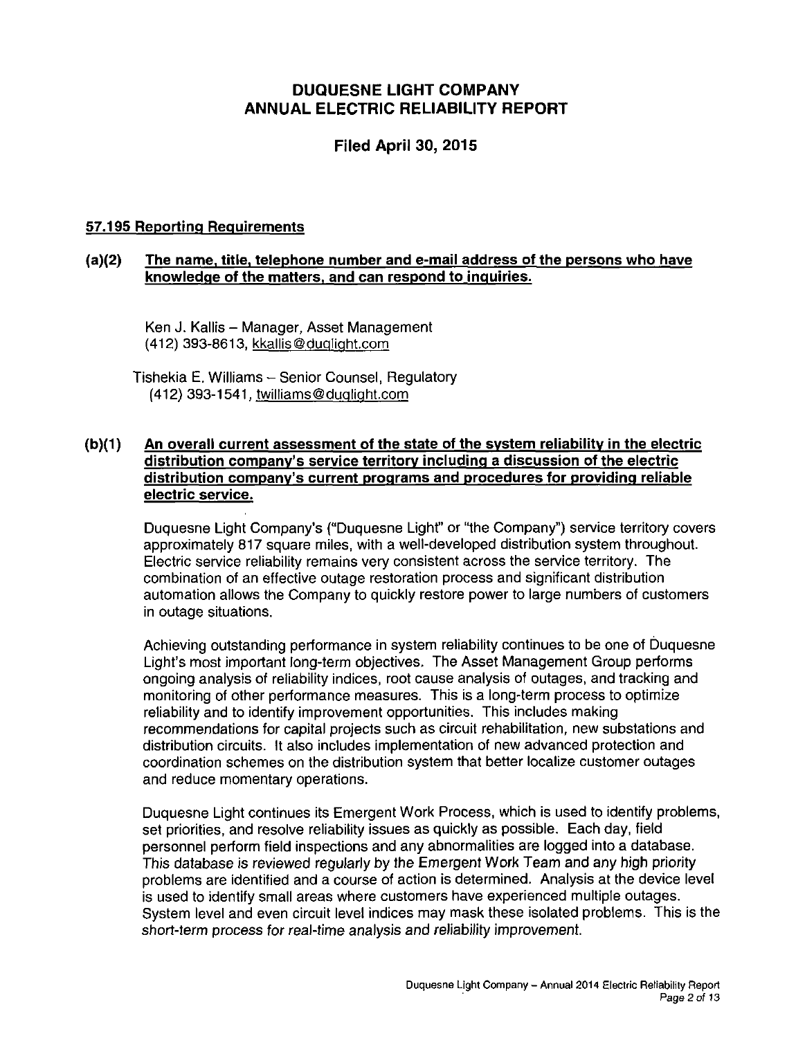# DUQUESNE LIGHT COMPANY
# ANNUAL ELECTRIC RELIABILITY REPORT

## Filed April 30, 2015

### 57.195 Reporting Requirements

**(a)(2) The name, title, telephone number and e-mail address of the persons who have knowledge of the matters, and can respond to inquiries.**

Ken J. Kallis – Manager, Asset Management
(412) 393-8613, kkallis@duqlight.com

Tishekia E. Williams – Senior Counsel, Regulatory
(412) 393-1541, twilliams@duqlight.com

**(b)(1) An overall current assessment of the state of the system reliability in the electric distribution company's service territory including a discussion of the electric distribution company's current programs and procedures for providing reliable electric service.**

Duquesne Light Company's ("Duquesne Light" or "the Company") service territory covers approximately 817 square miles, with a well-developed distribution system throughout. Electric service reliability remains very consistent across the service territory. The combination of an effective outage restoration process and significant distribution automation allows the Company to quickly restore power to large numbers of customers in outage situations.

Achieving outstanding performance in system reliability continues to be one of Duquesne Light's most important long-term objectives. The Asset Management Group performs ongoing analysis of reliability indices, root cause analysis of outages, and tracking and monitoring of other performance measures. This is a long-term process to optimize reliability and to identify improvement opportunities. This includes making recommendations for capital projects such as circuit rehabilitation, new substations and distribution circuits. It also includes implementation of new advanced protection and coordination schemes on the distribution system that better localize customer outages and reduce momentary operations.

Duquesne Light continues its Emergent Work Process, which is used to identify problems, set priorities, and resolve reliability issues as quickly as possible. Each day, field personnel perform field inspections and any abnormalities are logged into a database. This database is reviewed regularly by the Emergent Work Team and any high priority problems are identified and a course of action is determined. Analysis at the device level is used to identify small areas where customers have experienced multiple outages. System level and even circuit level indices may mask these isolated problems. This is the *short-term process for real-time analysis and reliability improvement.*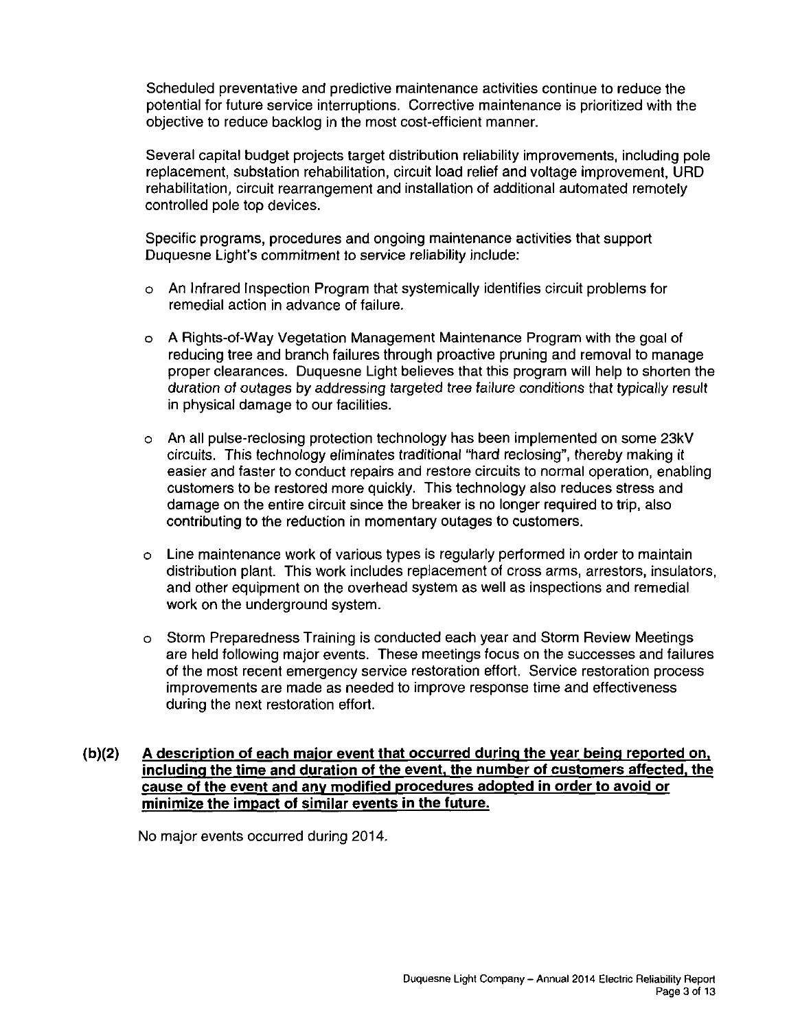Scheduled preventative and predictive maintenance activities continue to reduce the potential for future service interruptions. Corrective maintenance is prioritized with the objective to reduce backlog in the most cost-efficient manner.

Several capital budget projects target distribution reliability improvements, including pole replacement, substation rehabilitation, circuit load relief and voltage improvement, URD rehabilitation, circuit rearrangement and installation of additional automated remotely controlled pole top devices.

Specific programs, procedures and ongoing maintenance activities that support Duquesne Light's commitment to service reliability include:

- An Infrared Inspection Program that systemically identifies circuit problems for remedial action in advance of failure.
- A Rights-of-Way Vegetation Management Maintenance Program with the goal of reducing tree and branch failures through proactive pruning and removal to manage proper clearances. Duquesne Light believes that this program will help to shorten the duration of outages by addressing targeted tree failure conditions that typically result in physical damage to our facilities.
- An all pulse-reclosing protection technology has been implemented on some 23kV circuits. This technology eliminates traditional "hard reclosing", thereby making it easier and faster to conduct repairs and restore circuits to normal operation, enabling customers to be restored more quickly. This technology also reduces stress and damage on the entire circuit since the breaker is no longer required to trip, also contributing to the reduction in momentary outages to customers.
- Line maintenance work of various types is regularly performed in order to maintain distribution plant. This work includes replacement of cross arms, arrestors, insulators, and other equipment on the overhead system as well as inspections and remedial work on the underground system.
- Storm Preparedness Training is conducted each year and Storm Review Meetings are held following major events. These meetings focus on the successes and failures of the most recent emergency service restoration effort. Service restoration process improvements are made as needed to improve response time and effectiveness during the next restoration effort.

**(b)(2) <u>A description of each major event that occurred during the year being reported on, including the time and duration of the event, the number of customers affected, the cause of the event and any modified procedures adopted in order to avoid or minimize the impact of similar events in the future.</u>**

No major events occurred during 2014.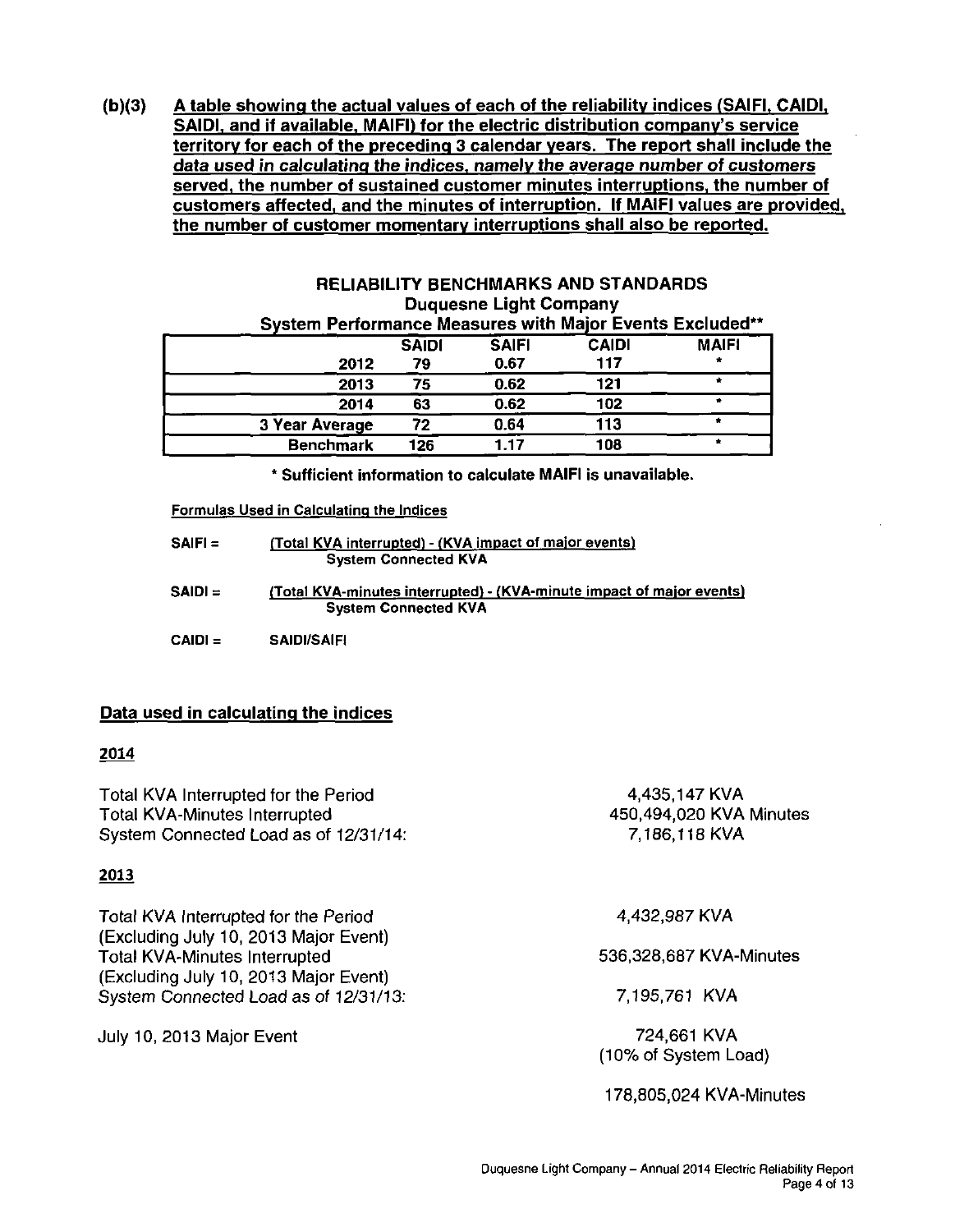**(b)(3) A table showing the actual values of each of the reliability indices (SAIFI, CAIDI, SAIDI, and if available, MAIFI) for the electric distribution company's service territory for each of the preceding 3 calendar years. The report shall include the data used in calculating the indices, namely the average number of customers served, the number of sustained customer minutes interruptions, the number of customers affected, and the minutes of interruption. If MAIFI values are provided, the number of customer momentary interruptions shall also be reported.**

**RELIABILITY BENCHMARKS AND STANDARDS**
**Duquesne Light Company**
**System Performance Measures with Major Events Excluded****

| | SAIDI | SAIFI | CAIDI | MAIFI |
|---|---|---|---|---|
| 2012 | 79 | 0.67 | 117 | * |
| 2013 | 75 | 0.62 | 121 | * |
| 2014 | 63 | 0.62 | 102 | * |
| 3 Year Average | 72 | 0.64 | 113 | * |
| Benchmark | 126 | 1.17 | 108 | * |

**\* Sufficient information to calculate MAIFI is unavailable.**

Formulas Used in Calculating the Indices

$$\text{SAIFI} = \frac{\text{(Total KVA interrupted) - (KVA impact of major events)}}{\text{System Connected KVA}}$$

$$\text{SAIDI} = \frac{\text{(Total KVA-minutes interrupted) - (KVA-minute impact of major events)}}{\text{System Connected KVA}}$$

$$\text{CAIDI} = \text{SAIDI/SAIFI}$$

## Data used in calculating the indices

### 2014

Total KVA Interrupted for the Period: 4,435,147 KVA
Total KVA-Minutes Interrupted: 450,494,020 KVA Minutes
System Connected Load as of 12/31/14: 7,186,118 KVA

### 2013

Total KVA Interrupted for the Period (Excluding July 10, 2013 Major Event): 4,432,987 KVA
Total KVA-Minutes Interrupted (Excluding July 10, 2013 Major Event): 536,328,687 KVA-Minutes
System Connected Load as of 12/31/13: 7,195,761 KVA

July 10, 2013 Major Event: 724,661 KVA (10% of System Load)

178,805,024 KVA-Minutes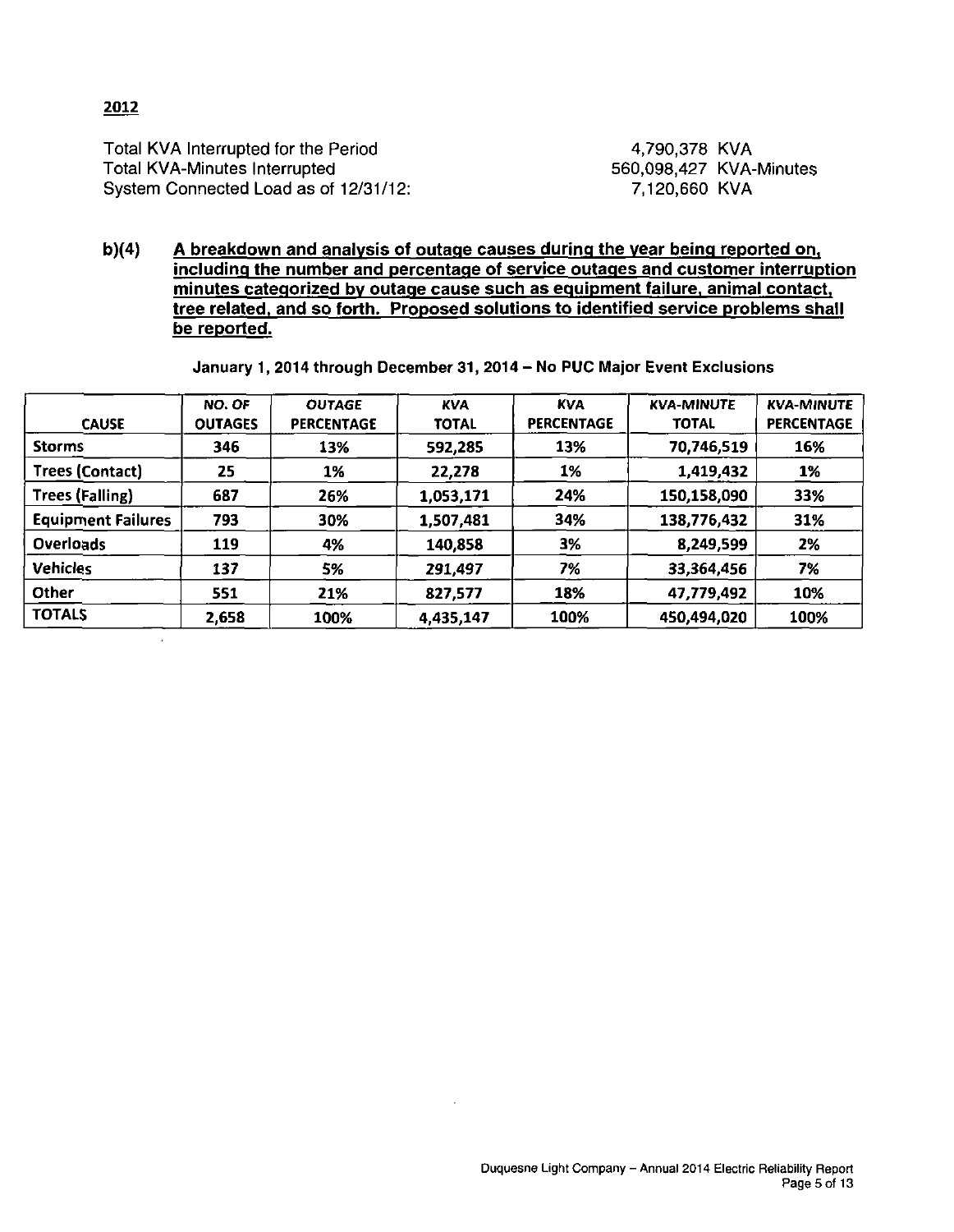**2012**

Total KVA Interrupted for the Period 4,790,378 KVA
Total KVA-Minutes Interrupted 560,098,427 KVA-Minutes
System Connected Load as of 12/31/12: 7,120,660 KVA

**b)(4) <u>A breakdown and analysis of outage causes during the year being reported on, including the number and percentage of service outages and customer interruption minutes categorized by outage cause such as equipment failure, animal contact, tree related, and so forth. Proposed solutions to identified service problems shall be reported.</u>**

**January 1, 2014 through December 31, 2014 – No PUC Major Event Exclusions**

| CAUSE | NO. OF OUTAGES | OUTAGE PERCENTAGE | KVA TOTAL | KVA PERCENTAGE | KVA-MINUTE TOTAL | KVA-MINUTE PERCENTAGE |
|---|---|---|---|---|---|---|
| Storms | 346 | 13% | 592,285 | 13% | 70,746,519 | 16% |
| Trees (Contact) | 25 | 1% | 22,278 | 1% | 1,419,432 | 1% |
| Trees (Falling) | 687 | 26% | 1,053,171 | 24% | 150,158,090 | 33% |
| Equipment Failures | 793 | 30% | 1,507,481 | 34% | 138,776,432 | 31% |
| Overloads | 119 | 4% | 140,858 | 3% | 8,249,599 | 2% |
| Vehicles | 137 | 5% | 291,497 | 7% | 33,364,456 | 7% |
| Other | 551 | 21% | 827,577 | 18% | 47,779,492 | 10% |
| TOTALS | 2,658 | 100% | 4,435,147 | 100% | 450,494,020 | 100% |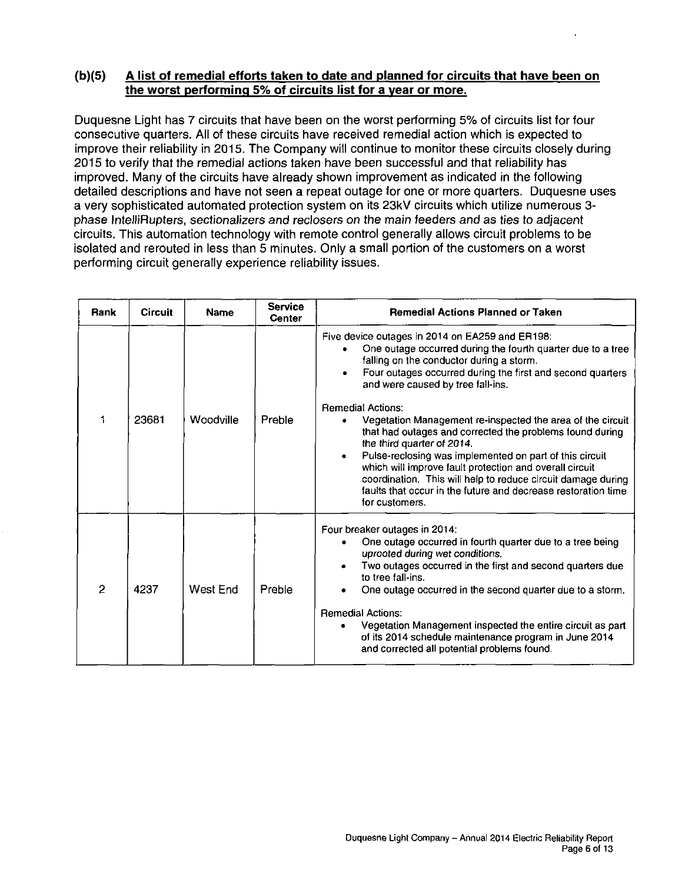## (b)(5) A list of remedial efforts taken to date and planned for circuits that have been on the worst performing 5% of circuits list for a year or more.

Duquesne Light has 7 circuits that have been on the worst performing 5% of circuits list for four consecutive quarters. All of these circuits have received remedial action which is expected to improve their reliability in 2015. The Company will continue to monitor these circuits closely during 2015 to verify that the remedial actions taken have been successful and that reliability has improved. Many of the circuits have already shown improvement as indicated in the following detailed descriptions and have not seen a repeat outage for one or more quarters. Duquesne uses a very sophisticated automated protection system on its 23kV circuits which utilize numerous 3-phase IntelliRupters, sectionalizers and reclosers on the main feeders and as ties to adjacent circuits. This automation technology with remote control generally allows circuit problems to be isolated and rerouted in less than 5 minutes. Only a small portion of the customers on a worst performing circuit generally experience reliability issues.

| Rank | Circuit | Name | Service Center | Remedial Actions Planned or Taken |
|---|---|---|---|---|
| 1 | 23681 | Woodville | Preble | Five device outages in 2014 on EA259 and ER198:<br>• One outage occurred during the fourth quarter due to a tree falling on the conductor during a storm.<br>• Four outages occurred during the first and second quarters and were caused by tree fall-ins.<br><br>Remedial Actions:<br>• Vegetation Management re-inspected the area of the circuit that had outages and corrected the problems found during the third quarter of 2014.<br>• Pulse-reclosing was implemented on part of this circuit which will improve fault protection and overall circuit coordination. This will help to reduce circuit damage during faults that occur in the future and decrease restoration time for customers. |
| 2 | 4237 | West End | Preble | Four breaker outages in 2014:<br>• One outage occurred in fourth quarter due to a tree being uprooted during wet conditions.<br>• Two outages occurred in the first and second quarters due to tree fall-ins.<br>• One outage occurred in the second quarter due to a storm.<br><br>Remedial Actions:<br>• Vegetation Management inspected the entire circuit as part of its 2014 schedule maintenance program in June 2014 and corrected all potential problems found. |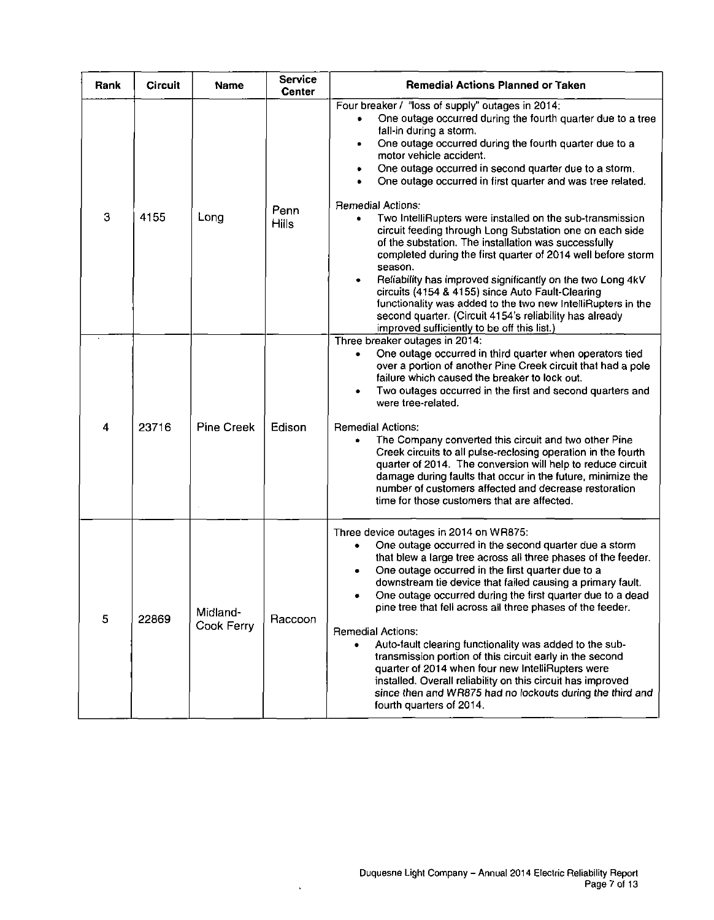| Rank | Circuit | Name | Service Center | Remedial Actions Planned or Taken |
|---|---|---|---|---|
| 3 | 4155 | Long | Penn Hills | Four breaker / "loss of supply" outages in 2014:<br>• One outage occurred during the fourth quarter due to a tree fall-in during a storm.<br>• One outage occurred during the fourth quarter due to a motor vehicle accident.<br>• One outage occurred in second quarter due to a storm.<br>• One outage occurred in first quarter and was tree related.<br><br>Remedial Actions:<br>• Two IntelliRupters were installed on the sub-transmission circuit feeding through Long Substation one on each side of the substation. The installation was successfully completed during the first quarter of 2014 well before storm season.<br>• Reliability has improved significantly on the two Long 4kV circuits (4154 & 4155) since Auto Fault-Clearing functionality was added to the two new IntelliRupters in the second quarter. (Circuit 4154's reliability has already improved sufficiently to be off this list.) |
| 4 | 23716 | Pine Creek | Edison | Three breaker outages in 2014:<br>• One outage occurred in third quarter when operators tied over a portion of another Pine Creek circuit that had a pole failure which caused the breaker to lock out.<br>• Two outages occurred in the first and second quarters and were tree-related.<br><br>Remedial Actions:<br>• The Company converted this circuit and two other Pine Creek circuits to all pulse-reclosing operation in the fourth quarter of 2014. The conversion will help to reduce circuit damage during faults that occur in the future, minimize the number of customers affected and decrease restoration time for those customers that are affected. |
| 5 | 22869 | Midland-Cook Ferry | Raccoon | Three device outages in 2014 on WR875:<br>• One outage occurred in the second quarter due a storm that blew a large tree across all three phases of the feeder.<br>• One outage occurred in the first quarter due to a downstream tie device that failed causing a primary fault.<br>• One outage occurred during the first quarter due to a dead pine tree that fell across all three phases of the feeder.<br><br>Remedial Actions:<br>• Auto-fault clearing functionality was added to the sub-transmission portion of this circuit early in the second quarter of 2014 when four new IntelliRupters were installed. Overall reliability on this circuit has improved since then and WR875 had no lockouts during the third and fourth quarters of 2014. |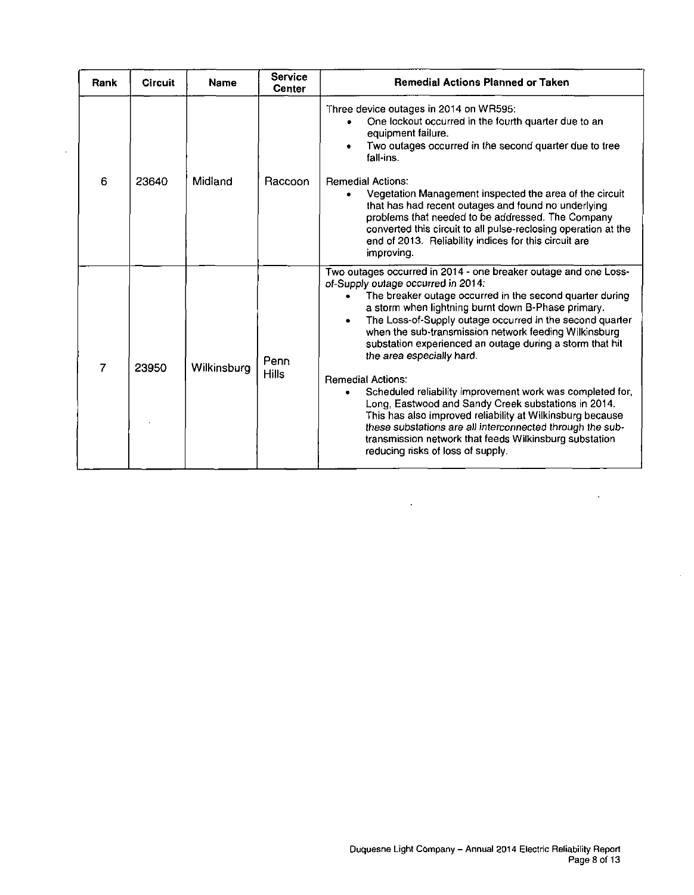| Rank | Circuit | Name | Service Center | Remedial Actions Planned or Taken |
|---|---|---|---|---|
| 6 | 23640 | Midland | Raccoon | Three device outages in 2014 on WR595:<br>• One lockout occurred in the fourth quarter due to an equipment failure.<br>• Two outages occurred in the second quarter due to tree fall-ins.<br><br>Remedial Actions:<br>• Vegetation Management inspected the area of the circuit that has had recent outages and found no underlying problems that needed to be addressed. The Company converted this circuit to all pulse-reclosing operation at the end of 2013. Reliability indices for this circuit are improving. |
| 7 | 23950 | Wilkinsburg | Penn Hills | Two outages occurred in 2014 - one breaker outage and one Loss-of-Supply outage occurred in 2014:<br>• The breaker outage occurred in the second quarter during a storm when lightning burnt down B-Phase primary.<br>• The Loss-of-Supply outage occurred in the second quarter when the sub-transmission network feeding Wilkinsburg substation experienced an outage during a storm that hit the area especially hard.<br><br>Remedial Actions:<br>• Scheduled reliability improvement work was completed for, Long, Eastwood and Sandy Creek substations in 2014. This has also improved reliability at Wilkinsburg because these substations are all interconnected through the sub-transmission network that feeds Wilkinsburg substation reducing risks of loss of supply. |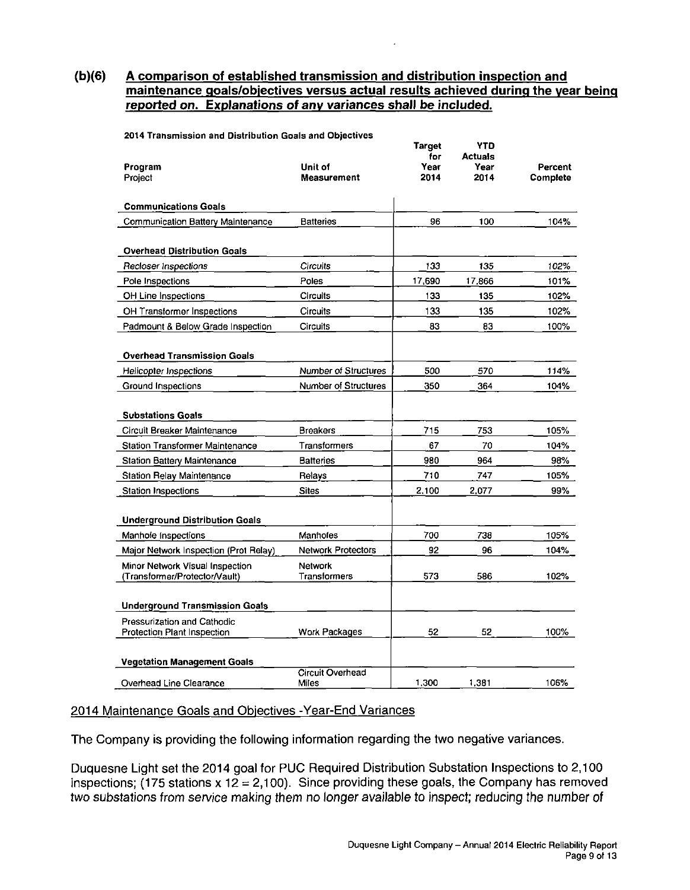## (b)(6) A comparison of established transmission and distribution inspection and maintenance goals/objectives versus actual results achieved during the year being reported on. Explanations of any variances shall be included.

**2014 Transmission and Distribution Goals and Objectives**

| Program<br>Project | Unit of Measurement | Target for Year 2014 | YTD Actuals Year 2014 | Percent Complete |
|---|---|---|---|---|
| **Communications Goals** | | | | |
| Communication Battery Maintenance | Batteries | 96 | 100 | 104% |
| **Overhead Distribution Goals** | | | | |
| *Recloser Inspections* | *Circuits* | 133 | 135 | 102% |
| Pole Inspections | Poles | 17,690 | 17,866 | 101% |
| OH Line Inspections | Circuits | 133 | 135 | 102% |
| OH Transformer Inspections | Circuits | 133 | 135 | 102% |
| Padmount & Below Grade Inspection | Circuits | 83 | 83 | 100% |
| **Overhead Transmission Goals** | | | | |
| *Helicopter Inspections* | Number of Structures | 500 | 570 | 114% |
| Ground Inspections | Number of Structures | 350 | 364 | 104% |
| **Substations Goals** | | | | |
| Circuit Breaker Maintenance | Breakers | 715 | 753 | 105% |
| Station Transformer Maintenance | Transformers | 67 | 70 | 104% |
| Station Battery Maintenance | Batteries | 980 | 964 | 98% |
| Station Relay Maintenance | Relays | 710 | 747 | 105% |
| Station Inspections | Sites | 2,100 | 2,077 | 99% |
| **Underground Distribution Goals** | | | | |
| Manhole Inspections | Manholes | 700 | 738 | 105% |
| Major Network Inspection (Prot Relay) | Network Protectors | 92 | 96 | 104% |
| Minor Network Visual Inspection (Transformer/Protector/Vault) | Network Transformers | 573 | 586 | 102% |
| **Underground Transmission Goals** | | | | |
| Pressurization and Cathodic Protection Plant Inspection | Work Packages | 52 | 52 | 100% |
| **Vegetation Management Goals** | | | | |
| Overhead Line Clearance | Circuit Overhead Miles | 1,300 | 1,381 | 106% |

### 2014 Maintenance Goals and Objectives -Year-End Variances

The Company is providing the following information regarding the two negative variances.

Duquesne Light set the 2014 goal for PUC Required Distribution Substation Inspections to 2,100 inspections; (175 stations x 12 = 2,100). Since providing these goals, the Company has removed two substations from service making them no longer available to inspect; reducing the number of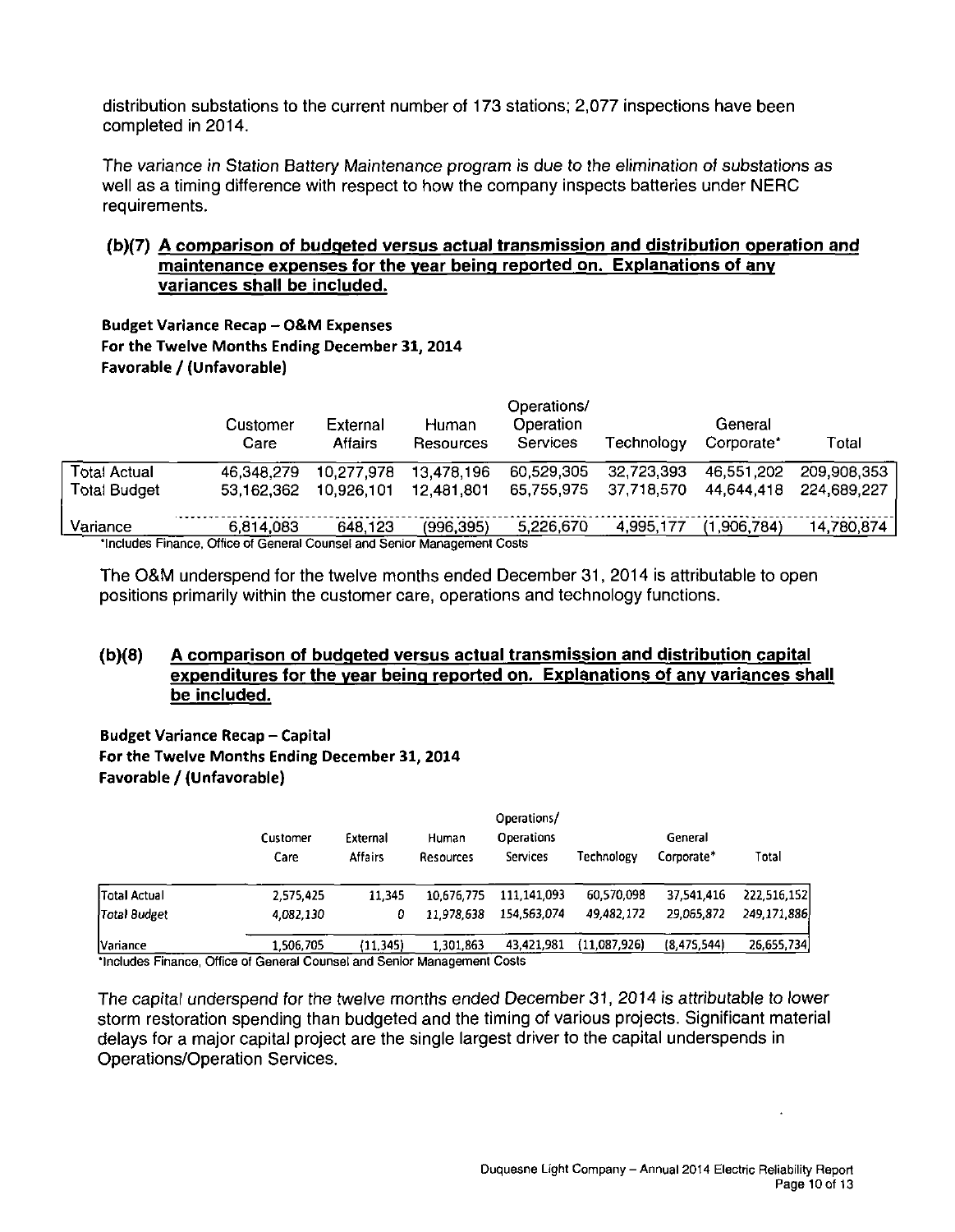distribution substations to the current number of 173 stations; 2,077 inspections have been completed in 2014.

*The variance in Station Battery Maintenance program is due to the elimination of substations as well as a timing difference with respect to how the company inspects batteries under NERC requirements.*

### (b)(7) A comparison of budgeted versus actual transmission and distribution operation and maintenance expenses for the year being reported on. Explanations of any variances shall be included.

**Budget Variance Recap – O&M Expenses**
**For the Twelve Months Ending December 31, 2014**
**Favorable / (Unfavorable)**

| | Customer Care | External Affairs | Human Resources | Operations/ Operation Services | Technology | General Corporate* | Total |
|---|---|---|---|---|---|---|---|
| Total Actual | 46,348,279 | 10,277,978 | 13,478,196 | 60,529,305 | 32,723,393 | 46,551,202 | 209,908,353 |
| Total Budget | 53,162,362 | 10,926,101 | 12,481,801 | 65,755,975 | 37,718,570 | 44,644,418 | 224,689,227 |
| Variance | 6,814,083 | 648,123 | (996,395) | 5,226,670 | 4,995,177 | (1,906,784) | 14,780,874 |

*Includes Finance, Office of General Counsel and Senior Management Costs

The O&M underspend for the twelve months ended December 31, 2014 is attributable to open positions primarily within the customer care, operations and technology functions.

### (b)(8) A comparison of budgeted versus actual transmission and distribution capital expenditures for the year being reported on. Explanations of any variances shall be included.

**Budget Variance Recap – Capital**
**For the Twelve Months Ending December 31, 2014**
**Favorable / (Unfavorable)**

| | Customer Care | External Affairs | Human Resources | Operations/ Operations Services | Technology | General Corporate* | Total |
|---|---|---|---|---|---|---|---|
| Total Actual | 2,575,425 | 11,345 | 10,676,775 | 111,141,093 | 60,570,098 | 37,541,416 | 222,516,152 |
| *Total Budget* | *4,082,130* | *0* | *11,978,638* | *154,563,074* | *49,482,172* | *29,065,872* | *249,171,886* |
| Variance | 1,506,705 | (11,345) | 1,301,863 | 43,421,981 | (11,087,926) | (8,475,544) | 26,655,734 |

*Includes Finance, Office of General Counsel and Senior Management Costs

*The capital underspend for the twelve months ended December 31, 2014 is attributable to lower storm restoration spending than budgeted and the timing of various projects. Significant material delays for a major capital project are the single largest driver to the capital underspends in Operations/Operation Services.*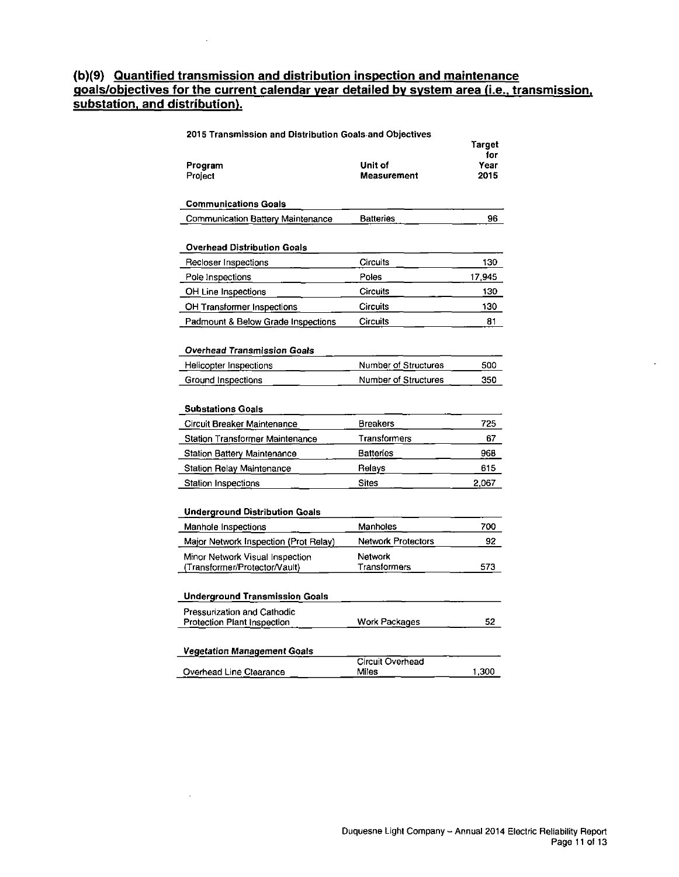## (b)(9) Quantified transmission and distribution inspection and maintenance goals/objectives for the current calendar year detailed by system area (i.e., transmission, substation, and distribution).

**2015 Transmission and Distribution Goals and Objectives**

| Program<br>Project | Unit of Measurement | Target for Year 2015 |
|---|---|---|
| **Communications Goals** | | |
| Communication Battery Maintenance | Batteries | 96 |
| **Overhead Distribution Goals** | | |
| Recloser Inspections | Circuits | 130 |
| Pole Inspections | Poles | 17,945 |
| OH Line Inspections | Circuits | 130 |
| OH Transformer Inspections | Circuits | 130 |
| Padmount & Below Grade Inspections | Circuits | 81 |
| ***Overhead Transmission Goals*** | | |
| Helicopter Inspections | Number of Structures | 500 |
| Ground Inspections | Number of Structures | 350 |
| **Substations Goals** | | |
| Circuit Breaker Maintenance | Breakers | 725 |
| Station Transformer Maintenance | Transformers | 67 |
| Station Battery Maintenance | Batteries | 968 |
| Station Relay Maintenance | Relays | 615 |
| Station Inspections | Sites | 2,067 |
| **Underground Distribution Goals** | | |
| Manhole Inspections | Manholes | 700 |
| Major Network Inspection (Prot Relay) | Network Protectors | 92 |
| Minor Network Visual Inspection (Transformer/Protector/Vault) | Network Transformers | 573 |
| **Underground Transmission Goals** | | |
| Pressurization and Cathodic Protection Plant Inspection | Work Packages | 52 |
| ***Vegetation Management Goals*** | | |
| Overhead Line Clearance | Circuit Overhead Miles | 1,300 |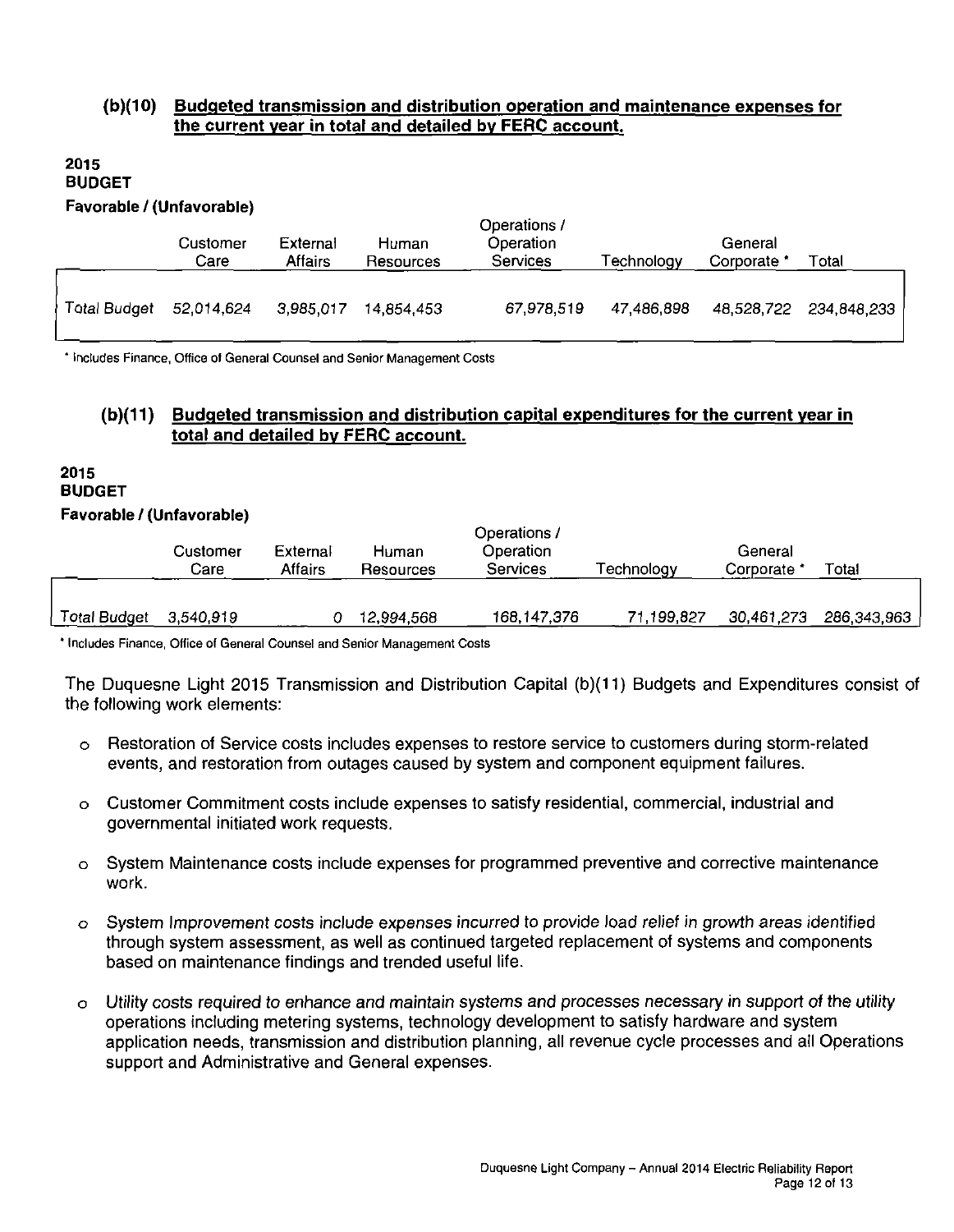### (b)(10) Budgeted transmission and distribution operation and maintenance expenses for the current year in total and detailed by FERC account.

**2015**
**BUDGET**
**Favorable / (Unfavorable)**

| | Customer Care | External Affairs | Human Resources | Operations / Operation Services | Technology | General Corporate * | Total |
|---|---|---|---|---|---|---|---|
| Total Budget | 52,014,624 | 3,985,017 | 14,854,453 | 67,978,519 | 47,486,898 | 48,528,722 | 234,848,233 |

\* Includes Finance, Office of General Counsel and Senior Management Costs

### (b)(11) Budgeted transmission and distribution capital expenditures for the current year in total and detailed by FERC account.

**2015**
**BUDGET**
**Favorable / (Unfavorable)**

| | Customer Care | External Affairs | Human Resources | Operations / Operation Services | Technology | General Corporate * | Total |
|---|---|---|---|---|---|---|---|
| Total Budget | 3,540,919 | 0 | 12,994,568 | 168,147,376 | 71,199,827 | 30,461,273 | 286,343,963 |

\* Includes Finance, Office of General Counsel and Senior Management Costs

The Duquesne Light 2015 Transmission and Distribution Capital (b)(11) Budgets and Expenditures consist of the following work elements:

- Restoration of Service costs includes expenses to restore service to customers during storm-related events, and restoration from outages caused by system and component equipment failures.
- Customer Commitment costs include expenses to satisfy residential, commercial, industrial and governmental initiated work requests.
- System Maintenance costs include expenses for programmed preventive and corrective maintenance work.
- System Improvement costs include expenses incurred to provide load relief in growth areas identified through system assessment, as well as continued targeted replacement of systems and components based on maintenance findings and trended useful life.
- Utility costs required to enhance and maintain systems and processes necessary in support of the utility operations including metering systems, technology development to satisfy hardware and system application needs, transmission and distribution planning, all revenue cycle processes and all Operations support and Administrative and General expenses.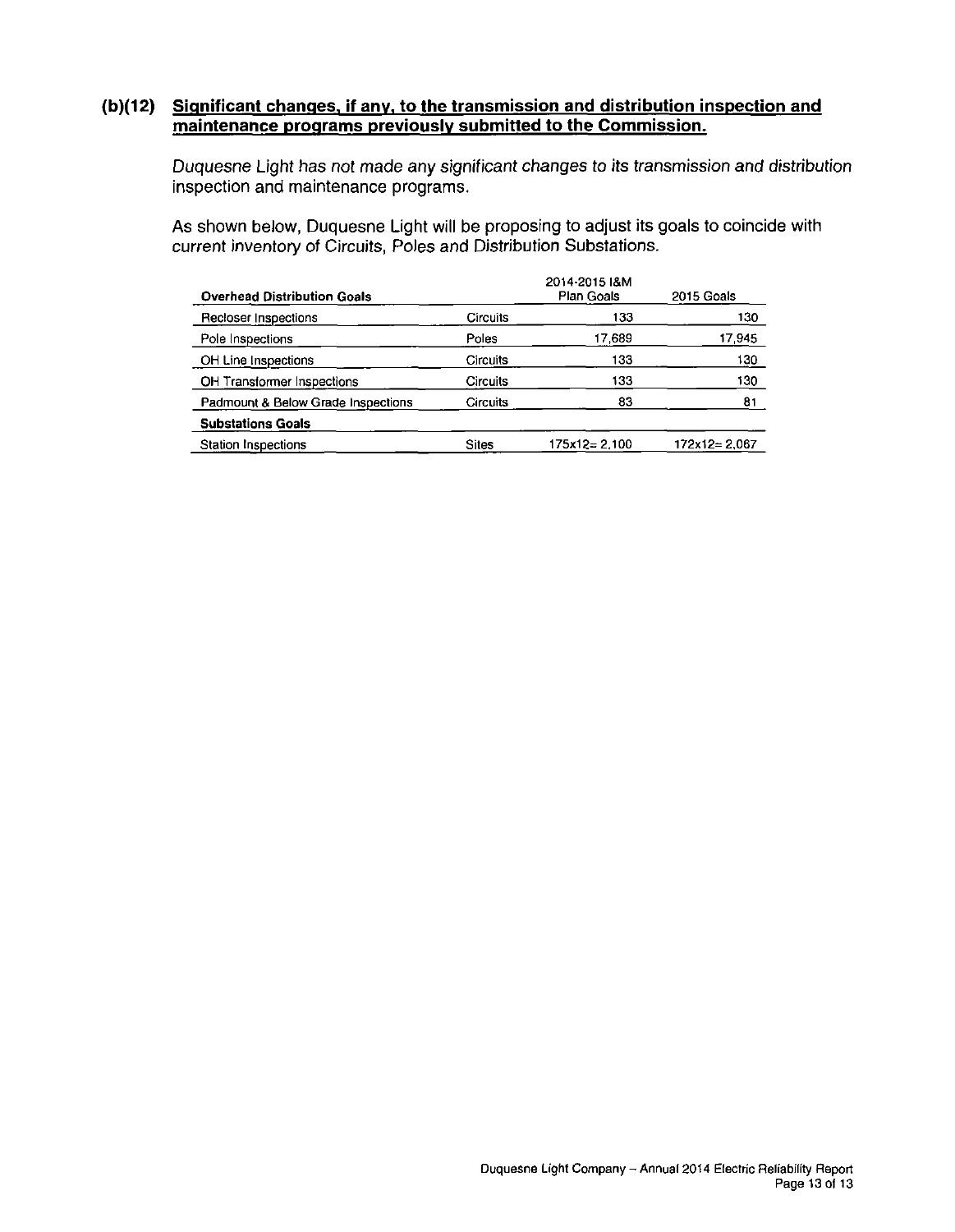### (b)(12) Significant changes, if any, to the transmission and distribution inspection and maintenance programs previously submitted to the Commission.

*Duquesne Light has not made any significant changes to its transmission and distribution inspection and maintenance programs.*

As shown below, Duquesne Light will be proposing to adjust its goals to coincide with current inventory of Circuits, Poles and Distribution Substations.

| Overhead Distribution Goals | | 2014-2015 I&M Plan Goals | 2015 Goals |
|---|---|---|---|
| Recloser Inspections | Circuits | 133 | 130 |
| Pole Inspections | Poles | 17,689 | 17,945 |
| OH Line Inspections | Circuits | 133 | 130 |
| OH Transformer Inspections | Circuits | 133 | 130 |
| Padmount & Below Grade Inspections | Circuits | 83 | 81 |
| **Substations Goals** | | | |
| Station Inspections | Sites | 175x12= 2,100 | 172x12= 2,067 |